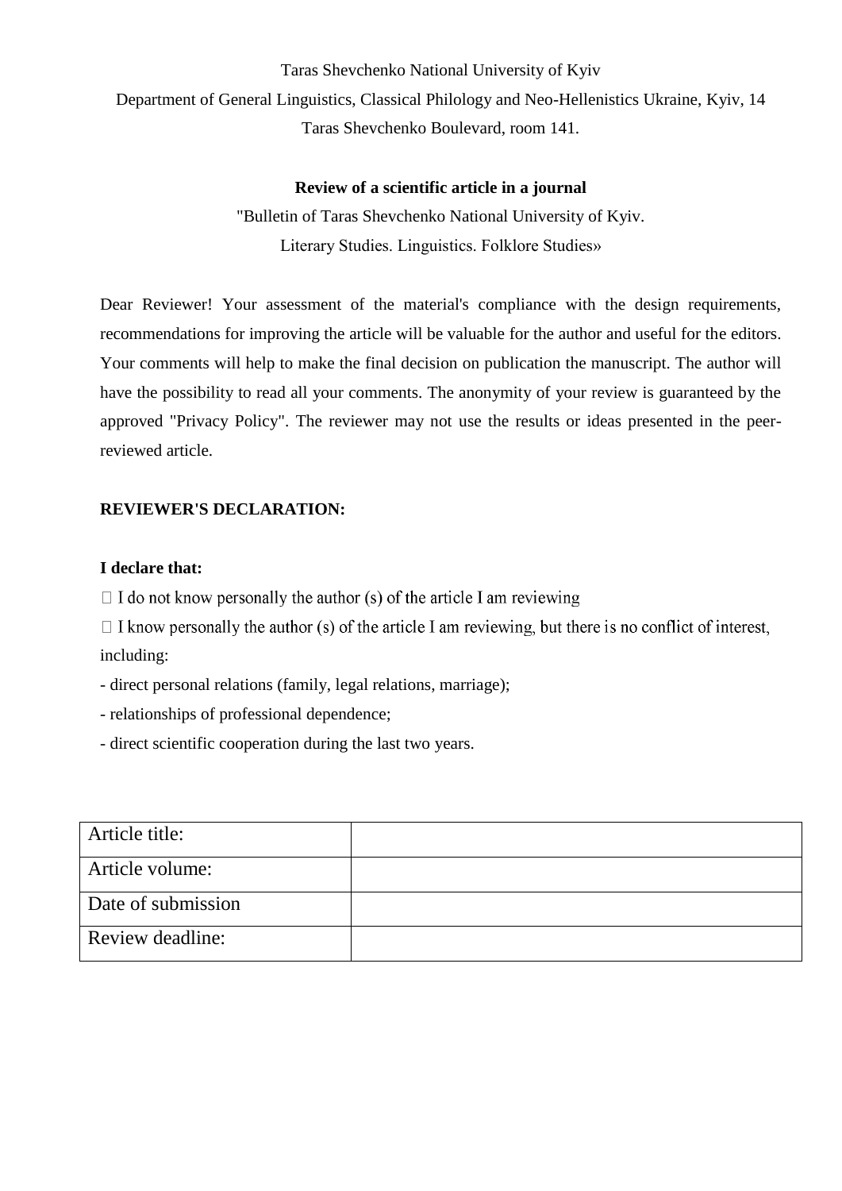Taras Shevchenko National University of Kyiv

Department of General Linguistics, Classical Philology and Neo-Hellenistics Ukraine, Kyiv, 14 Taras Shevchenko Boulevard, room 141.

**Review of a scientific article in a journal**

"Bulletin of Taras Shevchenko National University of Kyiv.
Literary Studies. Linguistics. Folklore Studies»

Dear Reviewer! Your assessment of the material's compliance with the design requirements, recommendations for improving the article will be valuable for the author and useful for the editors. Your comments will help to make the final decision on publication the manuscript. The author will have the possibility to read all your comments. The anonymity of your review is guaranteed by the approved "Privacy Policy". The reviewer may not use the results or ideas presented in the peer-reviewed article.

**REVIEWER'S DECLARATION:**

**I declare that:**

☐ I do not know personally the author (s) of the article I am reviewing

☐ I know personally the author (s) of the article I am reviewing, but there is no conflict of interest, including:

- direct personal relations (family, legal relations, marriage);
- relationships of professional dependence;
- direct scientific cooperation during the last two years.

| Article title: | |
|---|---|
| Article volume: | |
| Date of submission | |
| Review deadline: | |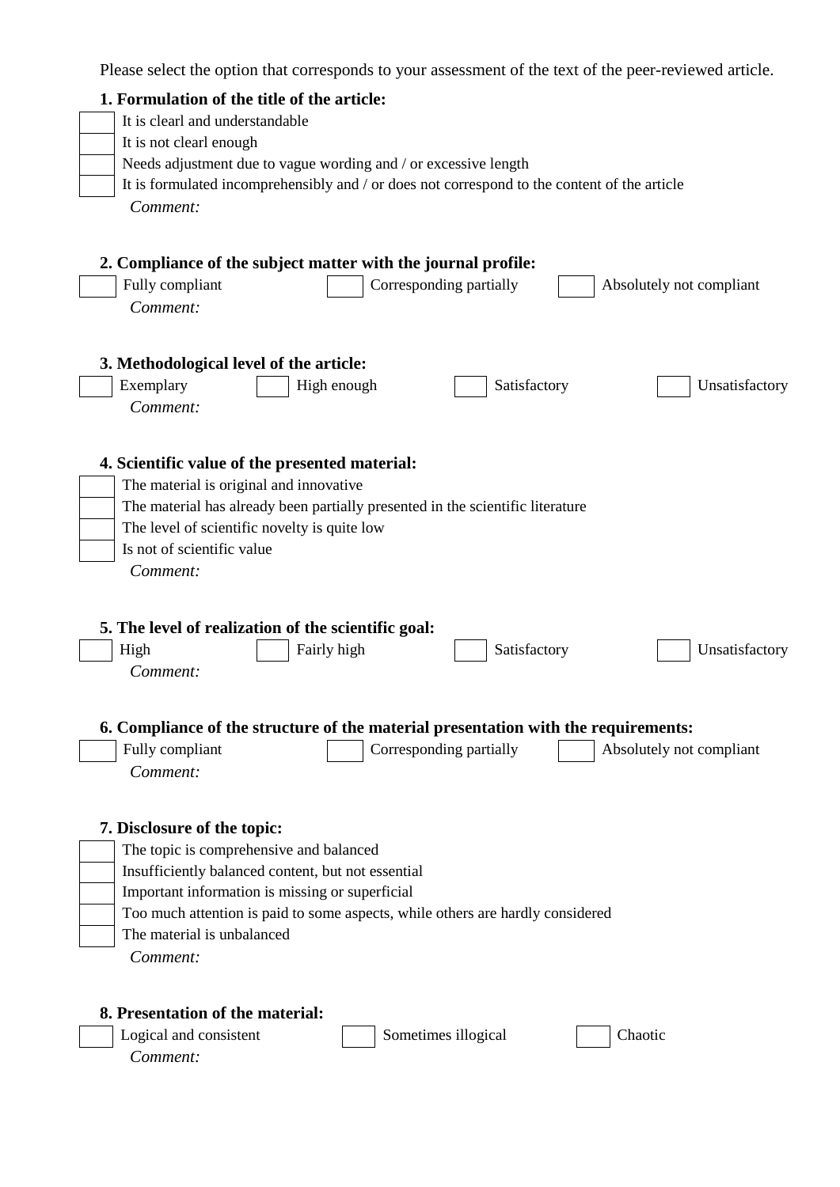Please select the option that corresponds to your assessment of the text of the peer-reviewed article.

**1. Formulation of the title of the article:**

- [ ] It is clearl and understandable
- [ ] It is not clearl enough
- [ ] Needs adjustment due to vague wording and / or excessive length
- [ ] It is formulated incomprehensibly and / or does not correspond to the content of the article

*Comment:*

**2. Compliance of the subject matter with the journal profile:**

- [ ] Fully compliant
- [ ] Corresponding partially
- [ ] Absolutely not compliant

*Comment:*

**3. Methodological level of the article:**

- [ ] Exemplary
- [ ] High enough
- [ ] Satisfactory
- [ ] Unsatisfactory

*Comment:*

**4. Scientific value of the presented material:**

- [ ] The material is original and innovative
- [ ] The material has already been partially presented in the scientific literature
- [ ] The level of scientific novelty is quite low
- [ ] Is not of scientific value

*Comment:*

**5. The level of realization of the scientific goal:**

- [ ] High
- [ ] Fairly high
- [ ] Satisfactory
- [ ] Unsatisfactory

*Comment:*

**6. Compliance of the structure of the material presentation with the requirements:**

- [ ] Fully compliant
- [ ] Corresponding partially
- [ ] Absolutely not compliant

*Comment:*

**7. Disclosure of the topic:**

- [ ] The topic is comprehensive and balanced
- [ ] Insufficiently balanced content, but not essential
- [ ] Important information is missing or superficial
- [ ] Too much attention is paid to some aspects, while others are hardly considered
- [ ] The material is unbalanced

*Comment:*

**8. Presentation of the material:**

- [ ] Logical and consistent
- [ ] Sometimes illogical
- [ ] Chaotic

*Comment:*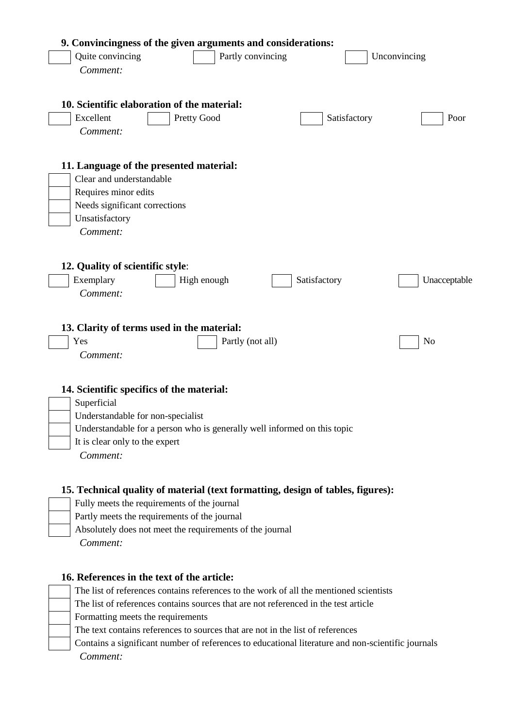**9. Convincingness of the given arguments and considerations:**

- [ ] Quite convincing
- [ ] Partly convincing
- [ ] Unconvincing

*Comment:*

**10. Scientific elaboration of the material:**

- [ ] Excellent
- [ ] Pretty Good
- [ ] Satisfactory
- [ ] Poor

*Comment:*

**11. Language of the presented material:**

- [ ] Clear and understandable
- [ ] Requires minor edits
- [ ] Needs significant corrections
- [ ] Unsatisfactory

*Comment:*

**12. Quality of scientific style**:

- [ ] Exemplary
- [ ] High enough
- [ ] Satisfactory
- [ ] Unacceptable

*Comment:*

**13. Clarity of terms used in the material:**

- [ ] Yes
- [ ] Partly (not all)
- [ ] No

*Comment:*

**14. Scientific specifics of the material:**

- [ ] Superficial
- [ ] Understandable for non-specialist
- [ ] Understandable for a person who is generally well informed on this topic
- [ ] It is clear only to the expert

*Comment:*

**15. Technical quality of material (text formatting, design of tables, figures):**

- [ ] Fully meets the requirements of the journal
- [ ] Partly meets the requirements of the journal
- [ ] Absolutely does not meet the requirements of the journal

*Comment:*

**16. References in the text of the article:**

- [ ] The list of references contains references to the work of all the mentioned scientists
- [ ] The list of references contains sources that are not referenced in the test article
- [ ] Formatting meets the requirements
- [ ] The text contains references to sources that are not in the list of references
- [ ] Contains a significant number of references to educational literature and non-scientific journals

*Comment:*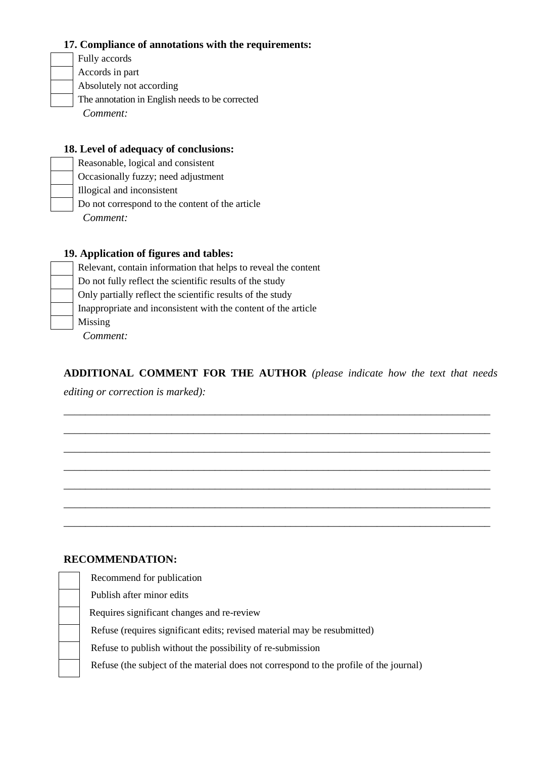**17. Compliance of annotations with the requirements:**

- [ ] Fully accords
- [ ] Accords in part
- [ ] Absolutely not according
- [ ] The annotation in English needs to be corrected

*Comment:*

**18. Level of adequacy of conclusions:**

- [ ] Reasonable, logical and consistent
- [ ] Occasionally fuzzy; need adjustment
- [ ] Illogical and inconsistent
- [ ] Do not correspond to the content of the article

*Comment:*

**19. Application of figures and tables:**

- [ ] Relevant, contain information that helps to reveal the content
- [ ] Do not fully reflect the scientific results of the study
- [ ] Only partially reflect the scientific results of the study
- [ ] Inappropriate and inconsistent with the content of the article
- [ ] Missing

*Comment:*

**ADDITIONAL COMMENT FOR THE AUTHOR** *(please indicate how the text that needs editing or correction is marked):*

________________________________________________________________________________

________________________________________________________________________________

________________________________________________________________________________

________________________________________________________________________________

________________________________________________________________________________

________________________________________________________________________________

________________________________________________________________________________

**RECOMMENDATION:**

- [ ] Recommend for publication
- [ ] Publish after minor edits
- [ ] Requires significant changes and re-review
- [ ] Refuse (requires significant edits; revised material may be resubmitted)
- [ ] Refuse to publish without the possibility of re-submission
- [ ] Refuse (the subject of the material does not correspond to the profile of the journal)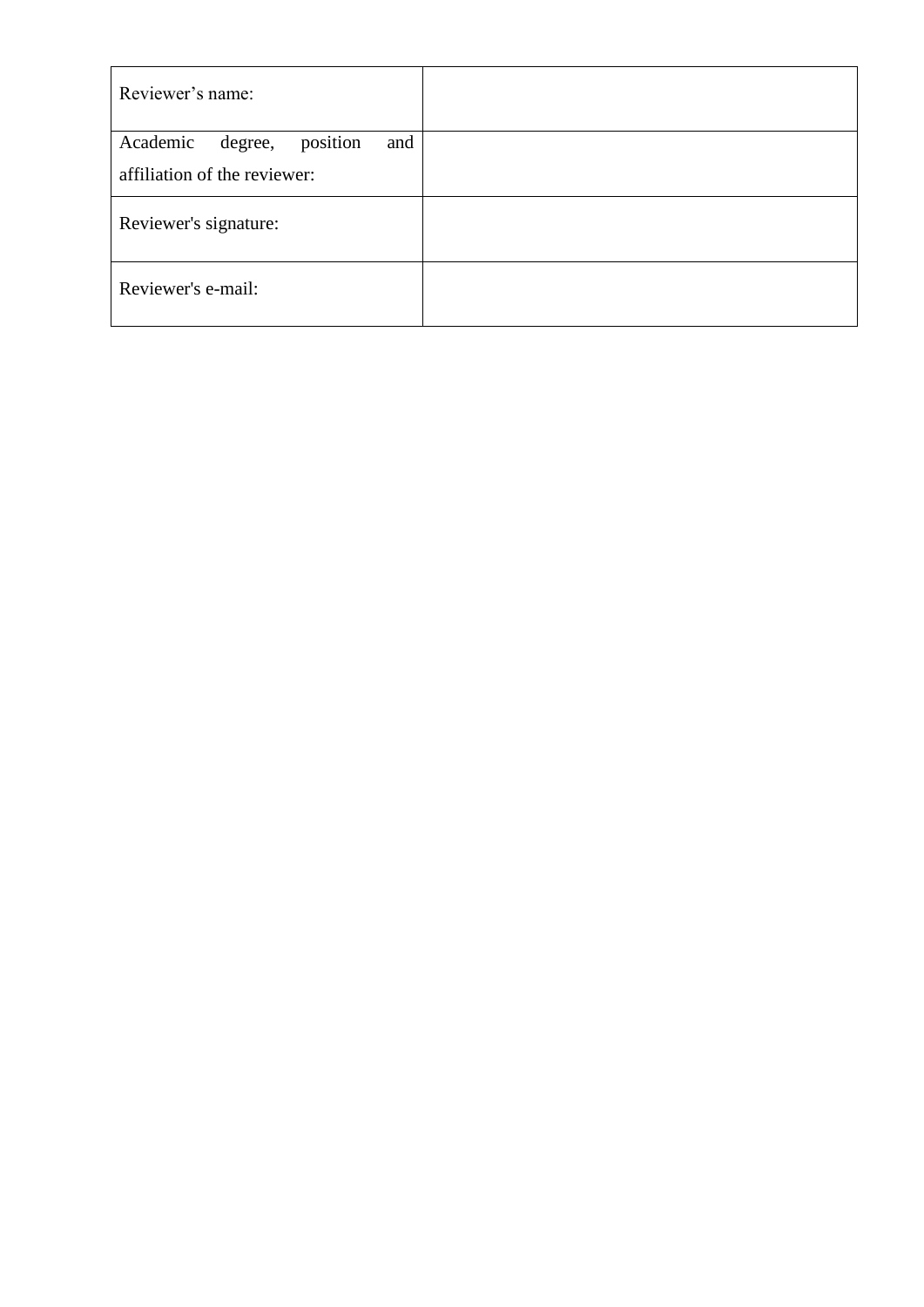| | |
|---|---|
| Reviewer’s name: | |
| Academic degree, position and affiliation of the reviewer: | |
| Reviewer's signature: | |
| Reviewer's e-mail: | |